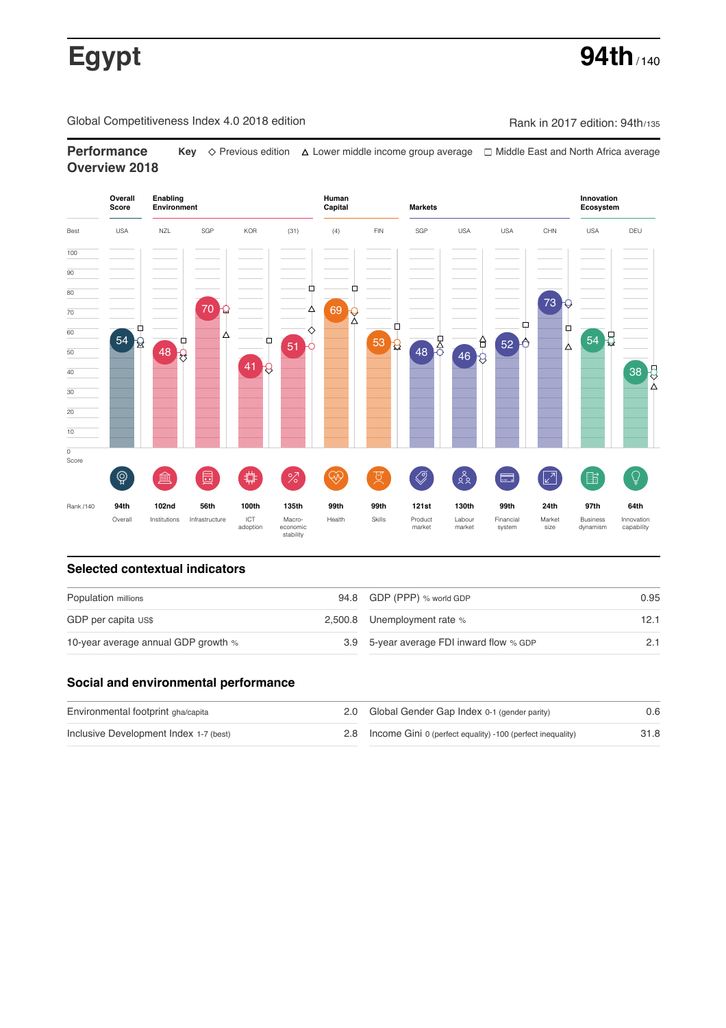# Egypt

**94th** / 140

Global Competitiveness Index 4.0 2018 edition

Rank in 2017 edition: 94th/135

## Performance Overview 2018

**Key** ◇ Previous edition △ Lower middle income group average □ Middle East and North Africa average

| | Overall Score | Enabling Environment | | | | Human Capital | | Markets | | | | Innovation Ecosystem | |
|---|---|---|---|---|---|---|---|---|---|---|---|---|---|
| Best | USA | NZL | SGP | KOR | (31) | (4) | FIN | SGP | USA | USA | CHN | USA | DEU |
| Score | 54 | 48 | 70 | 41 | 51 | 69 | 53 | 48 | 46 | 52 | 73 | 54 | 38 |
| Rank /140 | 94th | 102nd | 56th | 100th | 135th | 99th | 99th | 121st | 130th | 99th | 24th | 97th | 64th |
| | Overall | Institutions | Infrastructure | ICT adoption | Macro-economic stability | Health | Skills | Product market | Labour market | Financial system | Market size | Business dynamism | Innovation capability |

## Selected contextual indicators

| | | | |
|---|---|---|---|
| Population millions | 94.8 | GDP (PPP) % world GDP | 0.95 |
| GDP per capita US$ | 2,500.8 | Unemployment rate % | 12.1 |
| 10-year average annual GDP growth % | 3.9 | 5-year average FDI inward flow % GDP | 2.1 |

## Social and environmental performance

| | | | |
|---|---|---|---|
| Environmental footprint gha/capita | 2.0 | Global Gender Gap Index 0-1 (gender parity) | 0.6 |
| Inclusive Development Index 1-7 (best) | 2.8 | Income Gini 0 (perfect equality) -100 (perfect inequality) | 31.8 |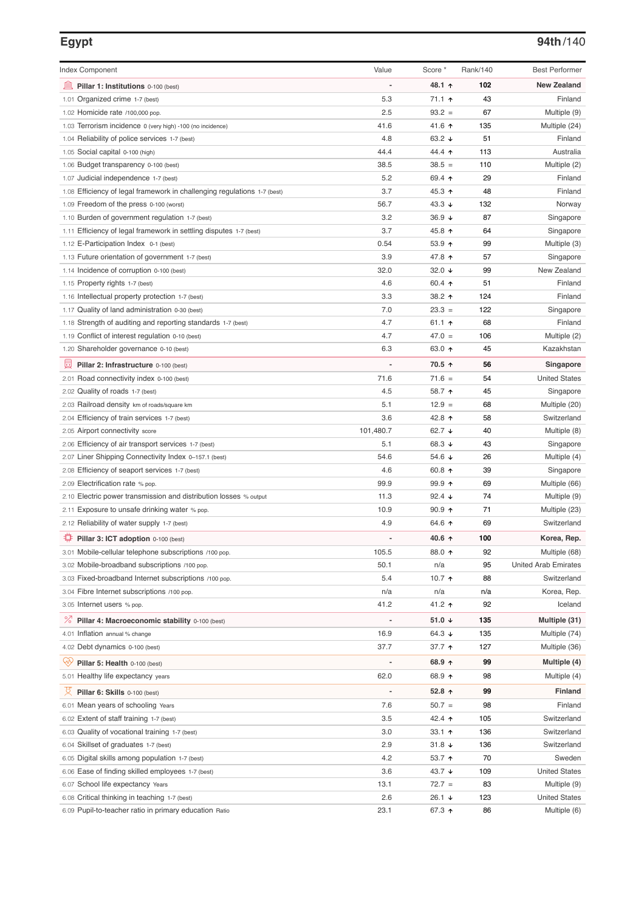## Egypt

**94th**/140

| Index Component | Value | Score * | Rank/140 | Best Performer |
|---|---|---|---|---|
| **Pillar 1: Institutions** 0-100 (best) | - | **48.1 ↑** | **102** | **New Zealand** |
| 1.01 Organized crime 1-7 (best) | 5.3 | 71.1 ↑ | 43 | Finland |
| 1.02 Homicide rate /100,000 pop. | 2.5 | 93.2 = | 67 | Multiple (9) |
| 1.03 Terrorism incidence 0 (very high) -100 (no incidence) | 41.6 | 41.6 ↑ | 135 | Multiple (24) |
| 1.04 Reliability of police services 1-7 (best) | 4.8 | 63.2 ↓ | 51 | Finland |
| 1.05 Social capital 0-100 (high) | 44.4 | 44.4 ↑ | 113 | Australia |
| 1.06 Budget transparency 0-100 (best) | 38.5 | 38.5 = | 110 | Multiple (2) |
| 1.07 Judicial independence 1-7 (best) | 5.2 | 69.4 ↑ | 29 | Finland |
| 1.08 Efficiency of legal framework in challenging regulations 1-7 (best) | 3.7 | 45.3 ↑ | 48 | Finland |
| 1.09 Freedom of the press 0-100 (worst) | 56.7 | 43.3 ↓ | 132 | Norway |
| 1.10 Burden of government regulation 1-7 (best) | 3.2 | 36.9 ↓ | 87 | Singapore |
| 1.11 Efficiency of legal framework in settling disputes 1-7 (best) | 3.7 | 45.8 ↑ | 64 | Singapore |
| 1.12 E-Participation Index 0-1 (best) | 0.54 | 53.9 ↑ | 99 | Multiple (3) |
| 1.13 Future orientation of government 1-7 (best) | 3.9 | 47.8 ↑ | 57 | Singapore |
| 1.14 Incidence of corruption 0-100 (best) | 32.0 | 32.0 ↓ | 99 | New Zealand |
| 1.15 Property rights 1-7 (best) | 4.6 | 60.4 ↑ | 51 | Finland |
| 1.16 Intellectual property protection 1-7 (best) | 3.3 | 38.2 ↑ | 124 | Finland |
| 1.17 Quality of land administration 0-30 (best) | 7.0 | 23.3 = | 122 | Singapore |
| 1.18 Strength of auditing and reporting standards 1-7 (best) | 4.7 | 61.1 ↑ | 68 | Finland |
| 1.19 Conflict of interest regulation 0-10 (best) | 4.7 | 47.0 = | 106 | Multiple (2) |
| 1.20 Shareholder governance 0-10 (best) | 6.3 | 63.0 ↑ | 45 | Kazakhstan |
| **Pillar 2: Infrastructure** 0-100 (best) | - | **70.5 ↑** | **56** | **Singapore** |
| 2.01 Road connectivity index 0-100 (best) | 71.6 | 71.6 = | 54 | United States |
| 2.02 Quality of roads 1-7 (best) | 4.5 | 58.7 ↑ | 45 | Singapore |
| 2.03 Railroad density km of roads/square km | 5.1 | 12.9 = | 68 | Multiple (20) |
| 2.04 Efficiency of train services 1-7 (best) | 3.6 | 42.8 ↑ | 58 | Switzerland |
| 2.05 Airport connectivity score | 101,480.7 | 62.7 ↓ | 40 | Multiple (8) |
| 2.06 Efficiency of air transport services 1-7 (best) | 5.1 | 68.3 ↓ | 43 | Singapore |
| 2.07 Liner Shipping Connectivity Index 0–157.1 (best) | 54.6 | 54.6 ↓ | 26 | Multiple (4) |
| 2.08 Efficiency of seaport services 1-7 (best) | 4.6 | 60.8 ↑ | 39 | Singapore |
| 2.09 Electrification rate % pop. | 99.9 | 99.9 ↑ | 69 | Multiple (66) |
| 2.10 Electric power transmission and distribution losses % output | 11.3 | 92.4 ↓ | 74 | Multiple (9) |
| 2.11 Exposure to unsafe drinking water % pop. | 10.9 | 90.9 ↑ | 71 | Multiple (23) |
| 2.12 Reliability of water supply 1-7 (best) | 4.9 | 64.6 ↑ | 69 | Switzerland |
| **Pillar 3: ICT adoption** 0-100 (best) | - | **40.6 ↑** | **100** | **Korea, Rep.** |
| 3.01 Mobile-cellular telephone subscriptions /100 pop. | 105.5 | 88.0 ↑ | 92 | Multiple (68) |
| 3.02 Mobile-broadband subscriptions /100 pop. | 50.1 | n/a | 95 | United Arab Emirates |
| 3.03 Fixed-broadband Internet subscriptions /100 pop. | 5.4 | 10.7 ↑ | 88 | Switzerland |
| 3.04 Fibre Internet subscriptions /100 pop. | n/a | n/a | n/a | Korea, Rep. |
| 3.05 Internet users % pop. | 41.2 | 41.2 ↑ | 92 | Iceland |
| **Pillar 4: Macroeconomic stability** 0-100 (best) | - | **51.0 ↓** | **135** | **Multiple (31)** |
| 4.01 Inflation annual % change | 16.9 | 64.3 ↓ | 135 | Multiple (74) |
| 4.02 Debt dynamics 0-100 (best) | 37.7 | 37.7 ↑ | 127 | Multiple (36) |
| **Pillar 5: Health** 0-100 (best) | - | **68.9 ↑** | **99** | **Multiple (4)** |
| 5.01 Healthy life expectancy years | 62.0 | 68.9 ↑ | 98 | Multiple (4) |
| **Pillar 6: Skills** 0-100 (best) | - | **52.8 ↑** | **99** | **Finland** |
| 6.01 Mean years of schooling Years | 7.6 | 50.7 = | 98 | Finland |
| 6.02 Extent of staff training 1-7 (best) | 3.5 | 42.4 ↑ | 105 | Switzerland |
| 6.03 Quality of vocational training 1-7 (best) | 3.0 | 33.1 ↑ | 136 | Switzerland |
| 6.04 Skillset of graduates 1-7 (best) | 2.9 | 31.8 ↓ | 136 | Switzerland |
| 6.05 Digital skills among population 1-7 (best) | 4.2 | 53.7 ↑ | 70 | Sweden |
| 6.06 Ease of finding skilled employees 1-7 (best) | 3.6 | 43.7 ↓ | 109 | United States |
| 6.07 School life expectancy Years | 13.1 | 72.7 = | 83 | Multiple (9) |
| 6.08 Critical thinking in teaching 1-7 (best) | 2.6 | 26.1 ↓ | 123 | United States |
| 6.09 Pupil-to-teacher ratio in primary education Ratio | 23.1 | 67.3 ↑ | 86 | Multiple (6) |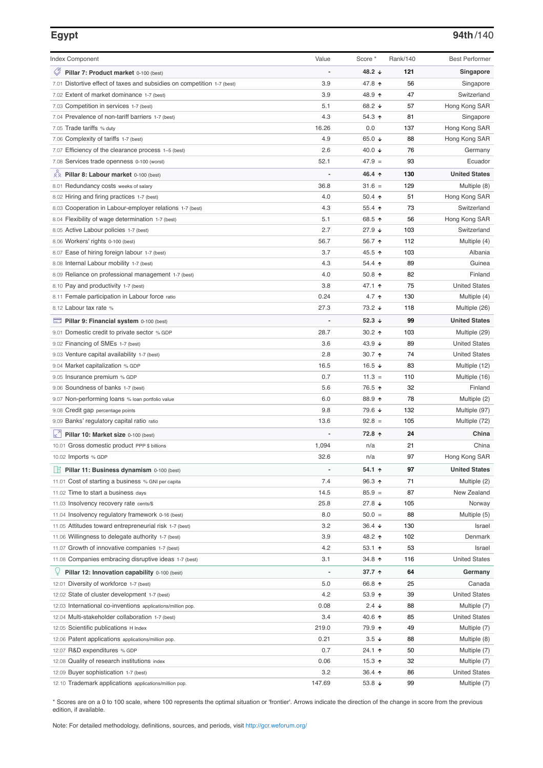## Egypt

**94th**/140

| Index Component | Value | Score * | Rank/140 | Best Performer |
|---|---|---|---|---|
| **Pillar 7: Product market** 0-100 (best) | - | **48.2 ↓** | **121** | **Singapore** |
| 7.01 Distortive effect of taxes and subsidies on competition 1-7 (best) | 3.9 | 47.8 ↑ | 56 | Singapore |
| 7.02 Extent of market dominance 1-7 (best) | 3.9 | 48.9 ↑ | 47 | Switzerland |
| 7.03 Competition in services 1-7 (best) | 5.1 | 68.2 ↓ | 57 | Hong Kong SAR |
| 7.04 Prevalence of non-tariff barriers 1-7 (best) | 4.3 | 54.3 ↑ | 81 | Singapore |
| 7.05 Trade tariffs % duty | 16.26 | 0.0 | 137 | Hong Kong SAR |
| 7.06 Complexity of tariffs 1-7 (best) | 4.9 | 65.0 ↓ | 88 | Hong Kong SAR |
| 7.07 Efficiency of the clearance process 1–5 (best) | 2.6 | 40.0 ↓ | 76 | Germany |
| 7.08 Services trade openness 0-100 (worst) | 52.1 | 47.9 = | 93 | Ecuador |
| **Pillar 8: Labour market** 0-100 (best) | - | **46.4 ↑** | **130** | **United States** |
| 8.01 Redundancy costs weeks of salary | 36.8 | 31.6 = | 129 | Multiple (8) |
| 8.02 Hiring and firing practices 1-7 (best) | 4.0 | 50.4 ↑ | 51 | Hong Kong SAR |
| 8.03 Cooperation in Labour-employer relations 1-7 (best) | 4.3 | 55.4 ↑ | 73 | Switzerland |
| 8.04 Flexibility of wage determination 1-7 (best) | 5.1 | 68.5 ↑ | 56 | Hong Kong SAR |
| 8.05 Active Labour policies 1-7 (best) | 2.7 | 27.9 ↓ | 103 | Switzerland |
| 8.06 Workers' rights 0-100 (best) | 56.7 | 56.7 ↑ | 112 | Multiple (4) |
| 8.07 Ease of hiring foreign labour 1-7 (best) | 3.7 | 45.5 ↑ | 103 | Albania |
| 8.08 Internal Labour mobility 1-7 (best) | 4.3 | 54.4 ↑ | 89 | Guinea |
| 8.09 Reliance on professional management 1-7 (best) | 4.0 | 50.8 ↑ | 82 | Finland |
| 8.10 Pay and productivity 1-7 (best) | 3.8 | 47.1 ↑ | 75 | United States |
| 8.11 Female participation in Labour force ratio | 0.24 | 4.7 ↑ | 130 | Multiple (4) |
| 8.12 Labour tax rate % | 27.3 | 73.2 ↓ | 118 | Multiple (26) |
| **Pillar 9: Financial system** 0-100 (best) | - | **52.3 ↓** | **99** | **United States** |
| 9.01 Domestic credit to private sector % GDP | 28.7 | 30.2 ↑ | 103 | Multiple (29) |
| 9.02 Financing of SMEs 1-7 (best) | 3.6 | 43.9 ↓ | 89 | United States |
| 9.03 Venture capital availability 1-7 (best) | 2.8 | 30.7 ↑ | 74 | United States |
| 9.04 Market capitalization % GDP | 16.5 | 16.5 ↓ | 83 | Multiple (12) |
| 9.05 Insurance premium % GDP | 0.7 | 11.3 = | 110 | Multiple (16) |
| 9.06 Soundness of banks 1-7 (best) | 5.6 | 76.5 ↑ | 32 | Finland |
| 9.07 Non-performing loans % loan portfolio value | 6.0 | 88.9 ↑ | 78 | Multiple (2) |
| 9.08 Credit gap percentage points | 9.8 | 79.6 ↓ | 132 | Multiple (97) |
| 9.09 Banks' regulatory capital ratio ratio | 13.6 | 92.8 = | 105 | Multiple (72) |
| **Pillar 10: Market size** 0-100 (best) | - | **72.8 ↑** | **24** | **China** |
| 10.01 Gross domestic product PPP $ billions | 1,094 | n/a | 21 | China |
| 10.02 Imports % GDP | 32.6 | n/a | 97 | Hong Kong SAR |
| **Pillar 11: Business dynamism** 0-100 (best) | - | **54.1 ↑** | **97** | **United States** |
| 11.01 Cost of starting a business % GNI per capita | 7.4 | 96.3 ↑ | 71 | Multiple (2) |
| 11.02 Time to start a business days | 14.5 | 85.9 = | 87 | New Zealand |
| 11.03 Insolvency recovery rate cents/$ | 25.8 | 27.8 ↓ | 105 | Norway |
| 11.04 Insolvency regulatory framework 0-16 (best) | 8.0 | 50.0 = | 88 | Multiple (5) |
| 11.05 Attitudes toward entrepreneurial risk 1-7 (best) | 3.2 | 36.4 ↓ | 130 | Israel |
| 11.06 Willingness to delegate authority 1-7 (best) | 3.9 | 48.2 ↑ | 102 | Denmark |
| 11.07 Growth of innovative companies 1-7 (best) | 4.2 | 53.1 ↑ | 53 | Israel |
| 11.08 Companies embracing disruptive ideas 1-7 (best) | 3.1 | 34.8 ↑ | 116 | United States |
| **Pillar 12: Innovation capability** 0-100 (best) | - | **37.7 ↑** | **64** | **Germany** |
| 12.01 Diversity of workforce 1-7 (best) | 5.0 | 66.8 ↑ | 25 | Canada |
| 12.02 State of cluster development 1-7 (best) | 4.2 | 53.9 ↑ | 39 | United States |
| 12.03 International co-inventions applications/million pop. | 0.08 | 2.4 ↓ | 88 | Multiple (7) |
| 12.04 Multi-stakeholder collaboration 1-7 (best) | 3.4 | 40.6 ↑ | 85 | United States |
| 12.05 Scientific publications H Index | 219.0 | 79.9 ↑ | 49 | Multiple (7) |
| 12.06 Patent applications applications/million pop. | 0.21 | 3.5 ↓ | 88 | Multiple (8) |
| 12.07 R&D expenditures % GDP | 0.7 | 24.1 ↑ | 50 | Multiple (7) |
| 12.08 Quality of research institutions index | 0.06 | 15.3 ↑ | 32 | Multiple (7) |
| 12.09 Buyer sophistication 1-7 (best) | 3.2 | 36.4 ↑ | 86 | United States |
| 12.10 Trademark applications applications/million pop. | 147.69 | 53.8 ↓ | 99 | Multiple (7) |

* Scores are on a 0 to 100 scale, where 100 represents the optimal situation or 'frontier'. Arrows indicate the direction of the change in score from the previous edition, if available.

Note: For detailed methodology, definitions, sources, and periods, visit http://gcr.weforum.org/